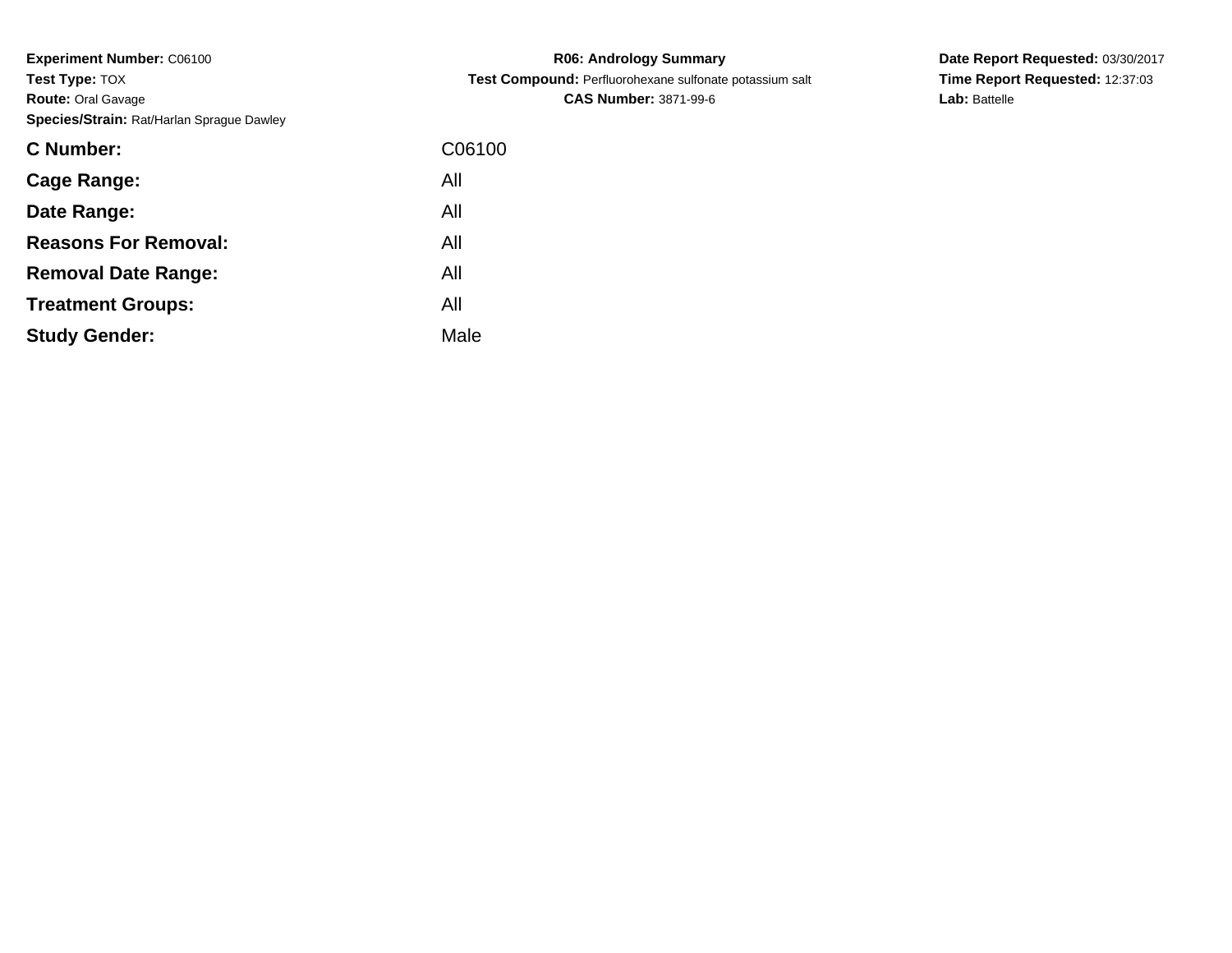**Experiment Number:** C06100
**Test Type:** TOX
**Route:** Oral Gavage
**Species/Strain:** Rat/Harlan Sprague Dawley

**R06: Andrology Summary**
**Test Compound:** Perfluorohexane sulfonate potassium salt
**CAS Number:** 3871-99-6

**Date Report Requested:** 03/30/2017
**Time Report Requested:** 12:37:03
**Lab:** Battelle

| | |
|---|---|
| **C Number:** | C06100 |
| **Cage Range:** | All |
| **Date Range:** | All |
| **Reasons For Removal:** | All |
| **Removal Date Range:** | All |
| **Treatment Groups:** | All |
| **Study Gender:** | Male |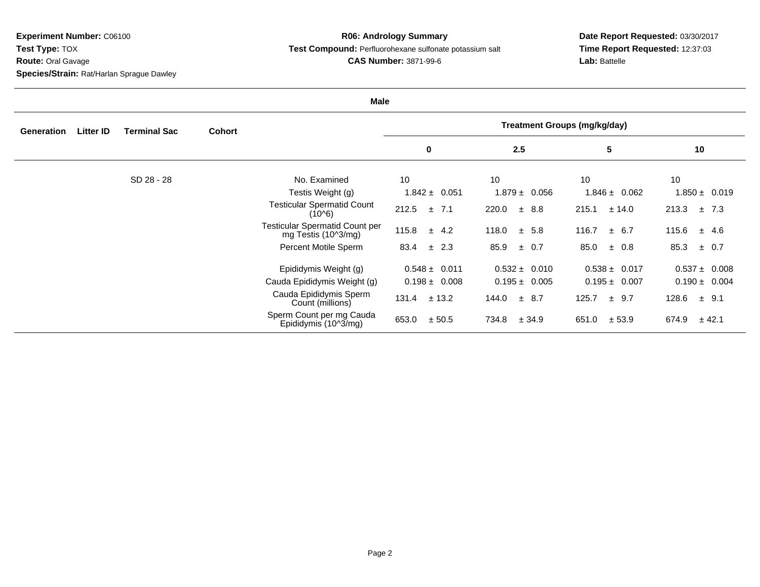**Experiment Number:** C06100
**Test Type:** TOX
**Route:** Oral Gavage
**Species/Strain:** Rat/Harlan Sprague Dawley

**R06: Andrology Summary**
**Test Compound:** Perfluorohexane sulfonate potassium salt
**CAS Number:** 3871-99-6

**Date Report Requested:** 03/30/2017
**Time Report Requested:** 12:37:03
**Lab:** Battelle

**Male**

| Generation | Litter ID | Terminal Sac | Cohort | | Treatment Groups (mg/kg/day) | | | |
|---|---|---|---|---|---|---|---|---|
| | | | | | 0 | 2.5 | 5 | 10 |
| | | SD 28 - 28 | | No. Examined | 10 | 10 | 10 | 10 |
| | | | | Testis Weight (g) | 1.842 ± 0.051 | 1.879 ± 0.056 | 1.846 ± 0.062 | 1.850 ± 0.019 |
| | | | | Testicular Spermatid Count (10^6) | 212.5 ± 7.1 | 220.0 ± 8.8 | 215.1 ± 14.0 | 213.3 ± 7.3 |
| | | | | Testicular Spermatid Count per mg Testis (10^3/mg) | 115.8 ± 4.2 | 118.0 ± 5.8 | 116.7 ± 6.7 | 115.6 ± 4.6 |
| | | | | Percent Motile Sperm | 83.4 ± 2.3 | 85.9 ± 0.7 | 85.0 ± 0.8 | 85.3 ± 0.7 |
| | | | | Epididymis Weight (g) | 0.548 ± 0.011 | 0.532 ± 0.010 | 0.538 ± 0.017 | 0.537 ± 0.008 |
| | | | | Cauda Epididymis Weight (g) | 0.198 ± 0.008 | 0.195 ± 0.005 | 0.195 ± 0.007 | 0.190 ± 0.004 |
| | | | | Cauda Epididymis Sperm Count (millions) | 131.4 ± 13.2 | 144.0 ± 8.7 | 125.7 ± 9.7 | 128.6 ± 9.1 |
| | | | | Sperm Count per mg Cauda Epididymis (10^3/mg) | 653.0 ± 50.5 | 734.8 ± 34.9 | 651.0 ± 53.9 | 674.9 ± 42.1 |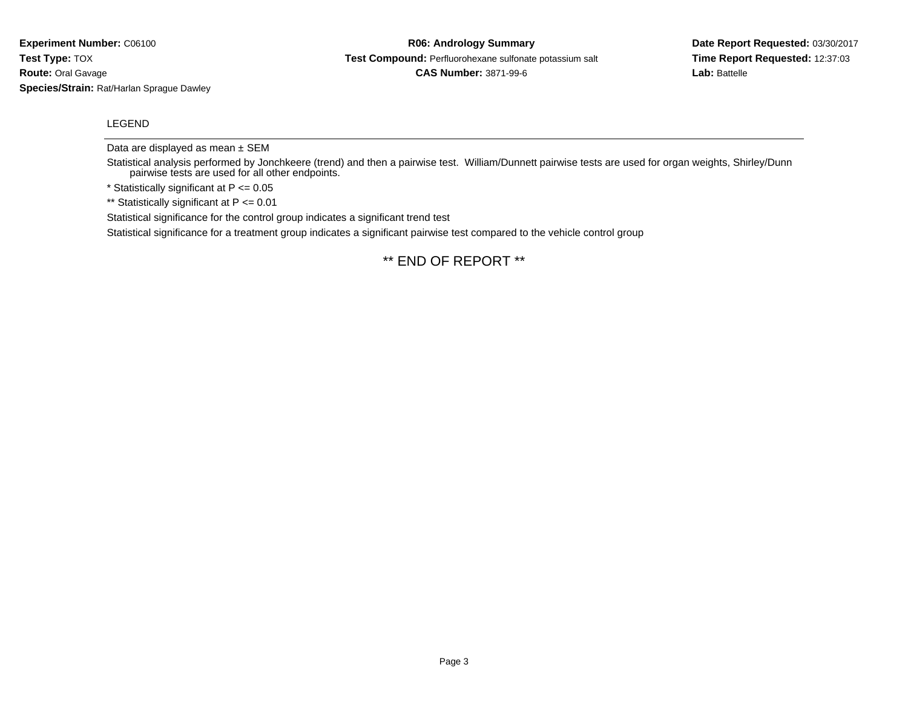**Experiment Number:** C06100
**Test Type:** TOX
**Route:** Oral Gavage
**Species/Strain:** Rat/Harlan Sprague Dawley

**R06: Andrology Summary**
**Test Compound:** Perfluorohexane sulfonate potassium salt
**CAS Number:** 3871-99-6

**Date Report Requested:** 03/30/2017
**Time Report Requested:** 12:37:03
**Lab:** Battelle

LEGEND

Data are displayed as mean ± SEM

Statistical analysis performed by Jonchkeere (trend) and then a pairwise test. William/Dunnett pairwise tests are used for organ weights, Shirley/Dunn pairwise tests are used for all other endpoints.

* Statistically significant at P <= 0.05

** Statistically significant at P <= 0.01

Statistical significance for the control group indicates a significant trend test

Statistical significance for a treatment group indicates a significant pairwise test compared to the vehicle control group

** END OF REPORT **